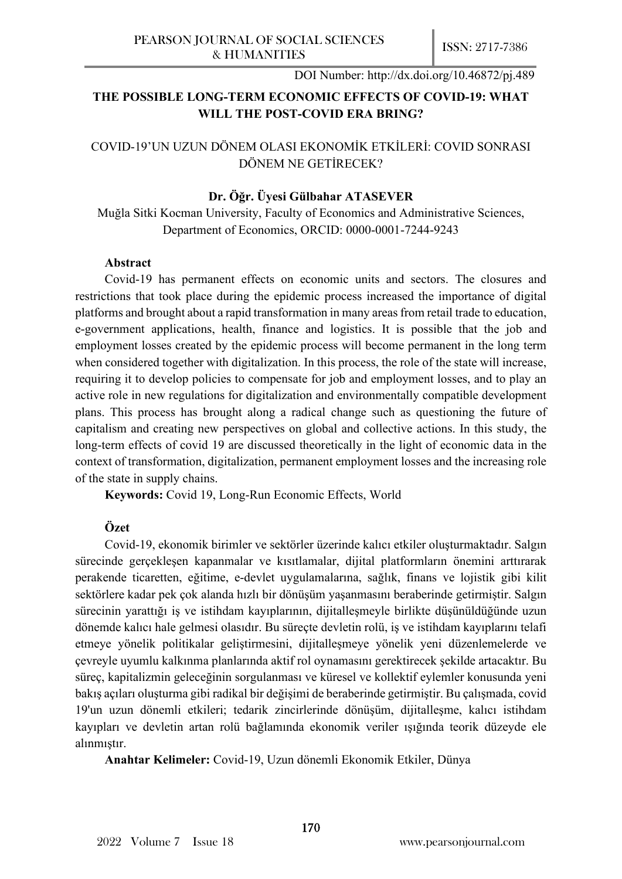DOI Number: http://dx.doi.org/10.46872/pj.489

# THE POSSIBLE LONG-TERM ECONOMIC EFFECTS OF COVID-19: WHAT WILL THE POST-COVID ERA BRING?

## COVID-19'UN UZUN DÖNEM OLASI EKONOMİK ETKİLERİ: COVID SONRASI DÖNEM NE GETİRECEK?

**Dr. Öğr. Üyesi Gülbahar ATASEVER**

Muğla Sitki Kocman University, Faculty of Economics and Administrative Sciences, Department of Economics, ORCID: 0000-0001-7244-9243

**Abstract**

Covid-19 has permanent effects on economic units and sectors. The closures and restrictions that took place during the epidemic process increased the importance of digital platforms and brought about a rapid transformation in many areas from retail trade to education, e-government applications, health, finance and logistics. It is possible that the job and employment losses created by the epidemic process will become permanent in the long term when considered together with digitalization. In this process, the role of the state will increase, requiring it to develop policies to compensate for job and employment losses, and to play an active role in new regulations for digitalization and environmentally compatible development plans. This process has brought along a radical change such as questioning the future of capitalism and creating new perspectives on global and collective actions. In this study, the long-term effects of covid 19 are discussed theoretically in the light of economic data in the context of transformation, digitalization, permanent employment losses and the increasing role of the state in supply chains.

**Keywords:** Covid 19, Long-Run Economic Effects, World

**Özet**

Covid-19, ekonomik birimler ve sektörler üzerinde kalıcı etkiler oluşturmaktadır. Salgın sürecinde gerçekleşen kapanmalar ve kısıtlamalar, dijital platformların önemini arttırarak perakende ticaretten, eğitime, e-devlet uygulamalarına, sağlık, finans ve lojistik gibi kilit sektörlere kadar pek çok alanda hızlı bir dönüşüm yaşanmasını beraberinde getirmiştir. Salgın sürecinin yarattığı iş ve istihdam kayıplarının, dijitalleşmeyle birlikte düşünüldüğünde uzun dönemde kalıcı hale gelmesi olasıdır. Bu süreçte devletin rolü, iş ve istihdam kayıplarını telafi etmeye yönelik politikalar geliştirmesini, dijitalleşmeye yönelik yeni düzenlemelerde ve çevreyle uyumlu kalkınma planlarında aktif rol oynamasını gerektirecek şekilde artacaktır. Bu süreç, kapitalizmin geleceğinin sorgulanması ve küresel ve kollektif eylemler konusunda yeni bakış açıları oluşturma gibi radikal bir değişimi de beraberinde getirmiştir. Bu çalışmada, covid 19'un uzun dönemli etkileri; tedarik zincirlerinde dönüşüm, dijitalleşme, kalıcı istihdam kayıpları ve devletin artan rolü bağlamında ekonomik veriler ışığında teorik düzeyde ele alınmıştır.

**Anahtar Kelimeler:** Covid-19, Uzun dönemli Ekonomik Etkiler, Dünya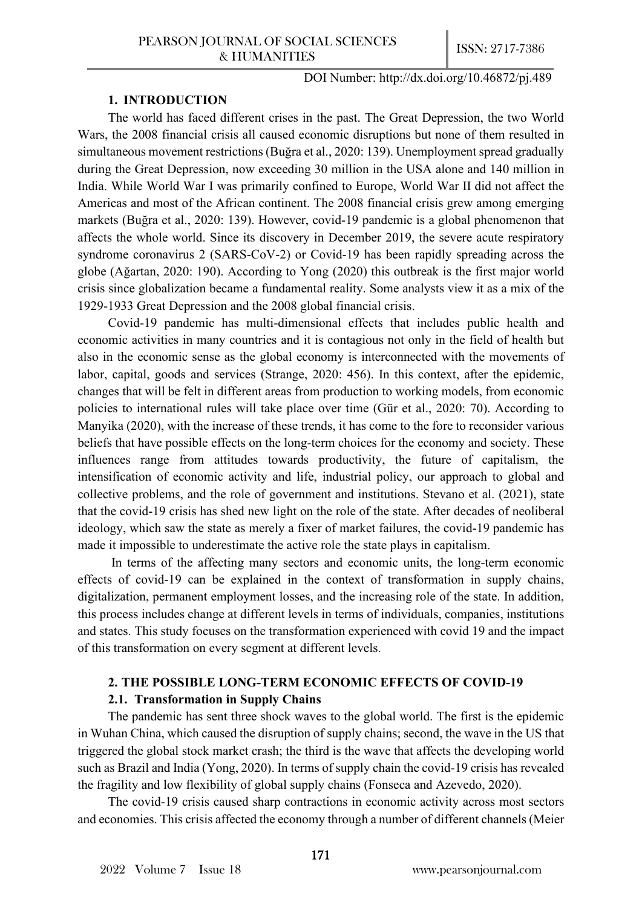## 1. INTRODUCTION

The world has faced different crises in the past. The Great Depression, the two World Wars, the 2008 financial crisis all caused economic disruptions but none of them resulted in simultaneous movement restrictions (Buğra et al., 2020: 139). Unemployment spread gradually during the Great Depression, now exceeding 30 million in the USA alone and 140 million in India. While World War I was primarily confined to Europe, World War II did not affect the Americas and most of the African continent. The 2008 financial crisis grew among emerging markets (Buğra et al., 2020: 139). However, covid-19 pandemic is a global phenomenon that affects the whole world. Since its discovery in December 2019, the severe acute respiratory syndrome coronavirus 2 (SARS-CoV-2) or Covid-19 has been rapidly spreading across the globe (Ağartan, 2020: 190). According to Yong (2020) this outbreak is the first major world crisis since globalization became a fundamental reality. Some analysts view it as a mix of the 1929-1933 Great Depression and the 2008 global financial crisis.

Covid-19 pandemic has multi-dimensional effects that includes public health and economic activities in many countries and it is contagious not only in the field of health but also in the economic sense as the global economy is interconnected with the movements of labor, capital, goods and services (Strange, 2020: 456). In this context, after the epidemic, changes that will be felt in different areas from production to working models, from economic policies to international rules will take place over time (Gür et al., 2020: 70). According to Manyika (2020), with the increase of these trends, it has come to the fore to reconsider various beliefs that have possible effects on the long-term choices for the economy and society. These influences range from attitudes towards productivity, the future of capitalism, the intensification of economic activity and life, industrial policy, our approach to global and collective problems, and the role of government and institutions. Stevano et al. (2021), state that the covid-19 crisis has shed new light on the role of the state. After decades of neoliberal ideology, which saw the state as merely a fixer of market failures, the covid-19 pandemic has made it impossible to underestimate the active role the state plays in capitalism.

In terms of the affecting many sectors and economic units, the long-term economic effects of covid-19 can be explained in the context of transformation in supply chains, digitalization, permanent employment losses, and the increasing role of the state. In addition, this process includes change at different levels in terms of individuals, companies, institutions and states. This study focuses on the transformation experienced with covid 19 and the impact of this transformation on every segment at different levels.

## 2. THE POSSIBLE LONG-TERM ECONOMIC EFFECTS OF COVID-19

### 2.1. Transformation in Supply Chains

The pandemic has sent three shock waves to the global world. The first is the epidemic in Wuhan China, which caused the disruption of supply chains; second, the wave in the US that triggered the global stock market crash; the third is the wave that affects the developing world such as Brazil and India (Yong, 2020). In terms of supply chain the covid-19 crisis has revealed the fragility and low flexibility of global supply chains (Fonseca and Azevedo, 2020).

The covid-19 crisis caused sharp contractions in economic activity across most sectors and economies. This crisis affected the economy through a number of different channels (Meier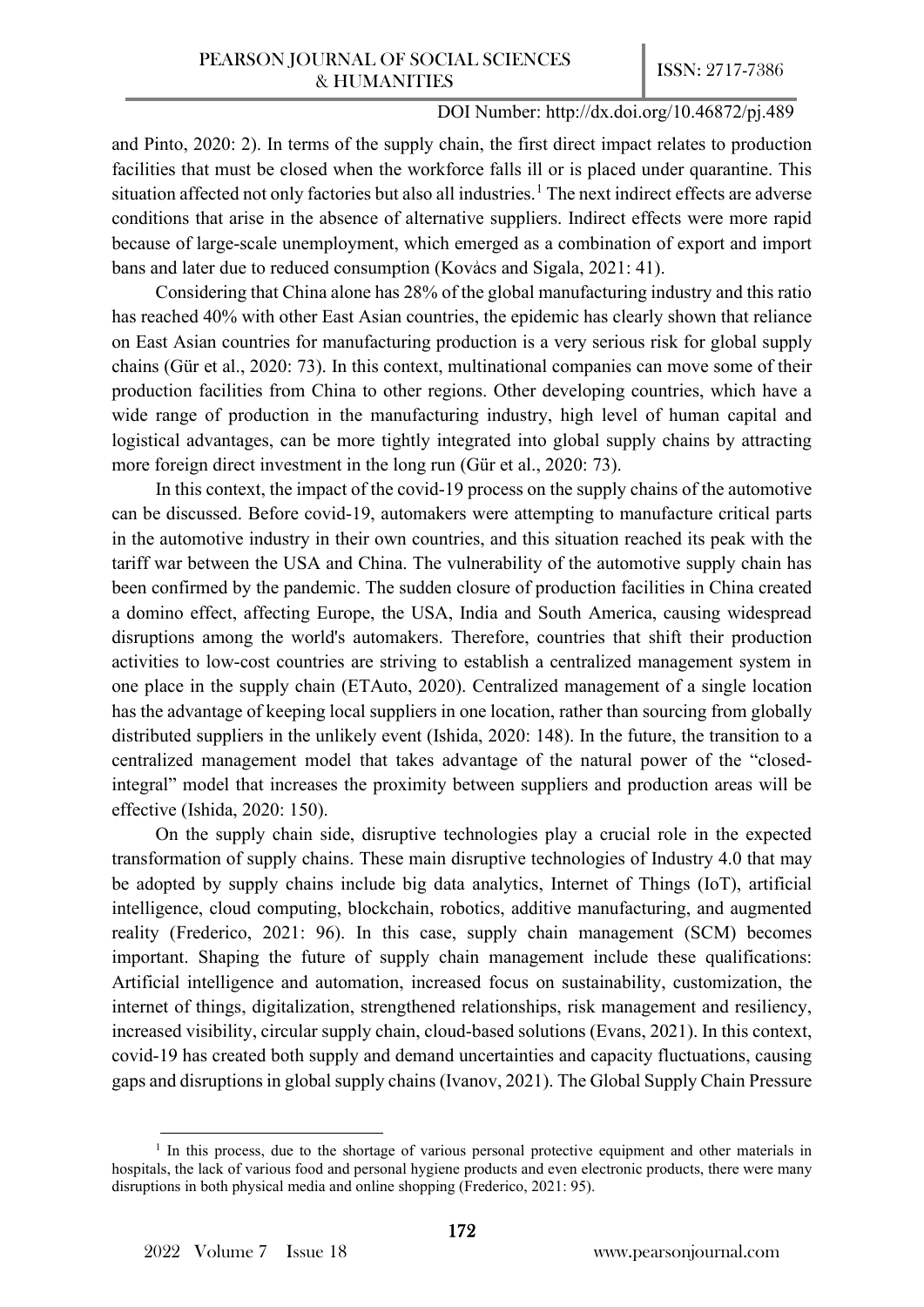and Pinto, 2020: 2). In terms of the supply chain, the first direct impact relates to production facilities that must be closed when the workforce falls ill or is placed under quarantine. This situation affected not only factories but also all industries.[1] The next indirect effects are adverse conditions that arise in the absence of alternative suppliers. Indirect effects were more rapid because of large-scale unemployment, which emerged as a combination of export and import bans and later due to reduced consumption (Kovåcs and Sigala, 2021: 41).

Considering that China alone has 28% of the global manufacturing industry and this ratio has reached 40% with other East Asian countries, the epidemic has clearly shown that reliance on East Asian countries for manufacturing production is a very serious risk for global supply chains (Gür et al., 2020: 73). In this context, multinational companies can move some of their production facilities from China to other regions. Other developing countries, which have a wide range of production in the manufacturing industry, high level of human capital and logistical advantages, can be more tightly integrated into global supply chains by attracting more foreign direct investment in the long run (Gür et al., 2020: 73).

In this context, the impact of the covid-19 process on the supply chains of the automotive can be discussed. Before covid-19, automakers were attempting to manufacture critical parts in the automotive industry in their own countries, and this situation reached its peak with the tariff war between the USA and China. The vulnerability of the automotive supply chain has been confirmed by the pandemic. The sudden closure of production facilities in China created a domino effect, affecting Europe, the USA, India and South America, causing widespread disruptions among the world's automakers. Therefore, countries that shift their production activities to low-cost countries are striving to establish a centralized management system in one place in the supply chain (ETAuto, 2020). Centralized management of a single location has the advantage of keeping local suppliers in one location, rather than sourcing from globally distributed suppliers in the unlikely event (Ishida, 2020: 148). In the future, the transition to a centralized management model that takes advantage of the natural power of the "closed-integral" model that increases the proximity between suppliers and production areas will be effective (Ishida, 2020: 150).

On the supply chain side, disruptive technologies play a crucial role in the expected transformation of supply chains. These main disruptive technologies of Industry 4.0 that may be adopted by supply chains include big data analytics, Internet of Things (IoT), artificial intelligence, cloud computing, blockchain, robotics, additive manufacturing, and augmented reality (Frederico, 2021: 96). In this case, supply chain management (SCM) becomes important. Shaping the future of supply chain management include these qualifications: Artificial intelligence and automation, increased focus on sustainability, customization, the internet of things, digitalization, strengthened relationships, risk management and resiliency, increased visibility, circular supply chain, cloud-based solutions (Evans, 2021). In this context, covid-19 has created both supply and demand uncertainties and capacity fluctuations, causing gaps and disruptions in global supply chains (Ivanov, 2021). The Global Supply Chain Pressure

[1] In this process, due to the shortage of various personal protective equipment and other materials in hospitals, the lack of various food and personal hygiene products and even electronic products, there were many disruptions in both physical media and online shopping (Frederico, 2021: 95).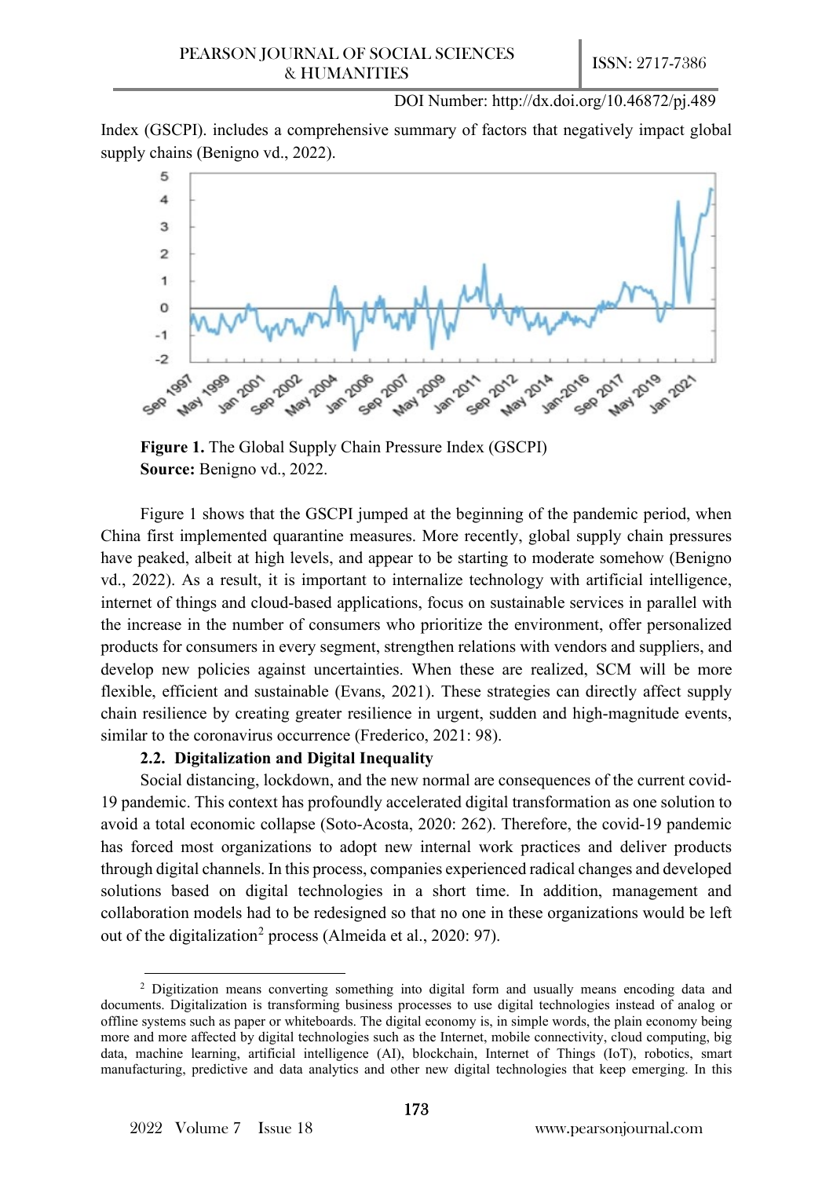Index (GSCPI). includes a comprehensive summary of factors that negatively impact global supply chains (Benigno vd., 2022).

**Figure 1.** The Global Supply Chain Pressure Index (GSCPI)
**Source:** Benigno vd., 2022.

Figure 1 shows that the GSCPI jumped at the beginning of the pandemic period, when China first implemented quarantine measures. More recently, global supply chain pressures have peaked, albeit at high levels, and appear to be starting to moderate somehow (Benigno vd., 2022). As a result, it is important to internalize technology with artificial intelligence, internet of things and cloud-based applications, focus on sustainable services in parallel with the increase in the number of consumers who prioritize the environment, offer personalized products for consumers in every segment, strengthen relations with vendors and suppliers, and develop new policies against uncertainties. When these are realized, SCM will be more flexible, efficient and sustainable (Evans, 2021). These strategies can directly affect supply chain resilience by creating greater resilience in urgent, sudden and high-magnitude events, similar to the coronavirus occurrence (Frederico, 2021: 98).

### 2.2. Digitalization and Digital Inequality

Social distancing, lockdown, and the new normal are consequences of the current covid-19 pandemic. This context has profoundly accelerated digital transformation as one solution to avoid a total economic collapse (Soto-Acosta, 2020: 262). Therefore, the covid-19 pandemic has forced most organizations to adopt new internal work practices and deliver products through digital channels. In this process, companies experienced radical changes and developed solutions based on digital technologies in a short time. In addition, management and collaboration models had to be redesigned so that no one in these organizations would be left out of the digitalization[2] process (Almeida et al., 2020: 97).

[2] Digitization means converting something into digital form and usually means encoding data and documents. Digitalization is transforming business processes to use digital technologies instead of analog or offline systems such as paper or whiteboards. The digital economy is, in simple words, the plain economy being more and more affected by digital technologies such as the Internet, mobile connectivity, cloud computing, big data, machine learning, artificial intelligence (AI), blockchain, Internet of Things (IoT), robotics, smart manufacturing, predictive and data analytics and other new digital technologies that keep emerging. In this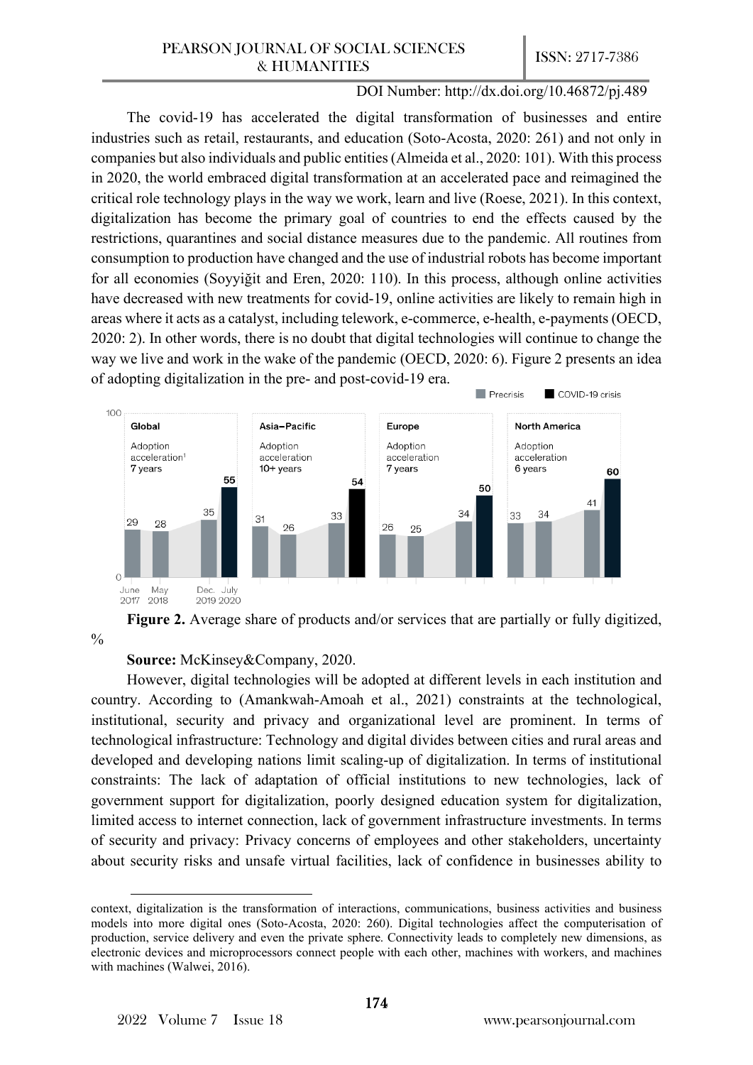The covid-19 has accelerated the digital transformation of businesses and entire industries such as retail, restaurants, and education (Soto-Acosta, 2020: 261) and not only in companies but also individuals and public entities (Almeida et al., 2020: 101). With this process in 2020, the world embraced digital transformation at an accelerated pace and reimagined the critical role technology plays in the way we work, learn and live (Roese, 2021). In this context, digitalization has become the primary goal of countries to end the effects caused by the restrictions, quarantines and social distance measures due to the pandemic. All routines from consumption to production have changed and the use of industrial robots has become important for all economies (Soyyiğit and Eren, 2020: 110). In this process, although online activities have decreased with new treatments for covid-19, online activities are likely to remain high in areas where it acts as a catalyst, including telework, e-commerce, e-health, e-payments (OECD, 2020: 2). In other words, there is no doubt that digital technologies will continue to change the way we live and work in the wake of the pandemic (OECD, 2020: 6). Figure 2 presents an idea of adopting digitalization in the pre- and post-covid-19 era.

| Region | Adoption acceleration | June 2017 | May 2018 | Dec. 2019 | July 2020 (COVID-19 crisis) |
|---|---|---|---|---|---|
| Global | 7 years | 29 | 28 | 35 | 55 |
| Asia–Pacific | 10+ years | 31 | 26 | 33 | 54 |
| Europe | 7 years | 26 | 25 | 34 | 50 |
| North America | 6 years | 33 | 34 | 41 | 60 |

**Figure 2.** Average share of products and/or services that are partially or fully digitized, %

**Source:** McKinsey&Company, 2020.

However, digital technologies will be adopted at different levels in each institution and country. According to (Amankwah-Amoah et al., 2021) constraints at the technological, institutional, security and privacy and organizational level are prominent. In terms of technological infrastructure: Technology and digital divides between cities and rural areas and developed and developing nations limit scaling-up of digitalization. In terms of institutional constraints: The lack of adaptation of official institutions to new technologies, lack of government support for digitalization, poorly designed education system for digitalization, limited access to internet connection, lack of government infrastructure investments. In terms of security and privacy: Privacy concerns of employees and other stakeholders, uncertainty about security risks and unsafe virtual facilities, lack of confidence in businesses ability to

context, digitalization is the transformation of interactions, communications, business activities and business models into more digital ones (Soto-Acosta, 2020: 260). Digital technologies affect the computerisation of production, service delivery and even the private sphere. Connectivity leads to completely new dimensions, as electronic devices and microprocessors connect people with each other, machines with workers, and machines with machines (Walwei, 2016).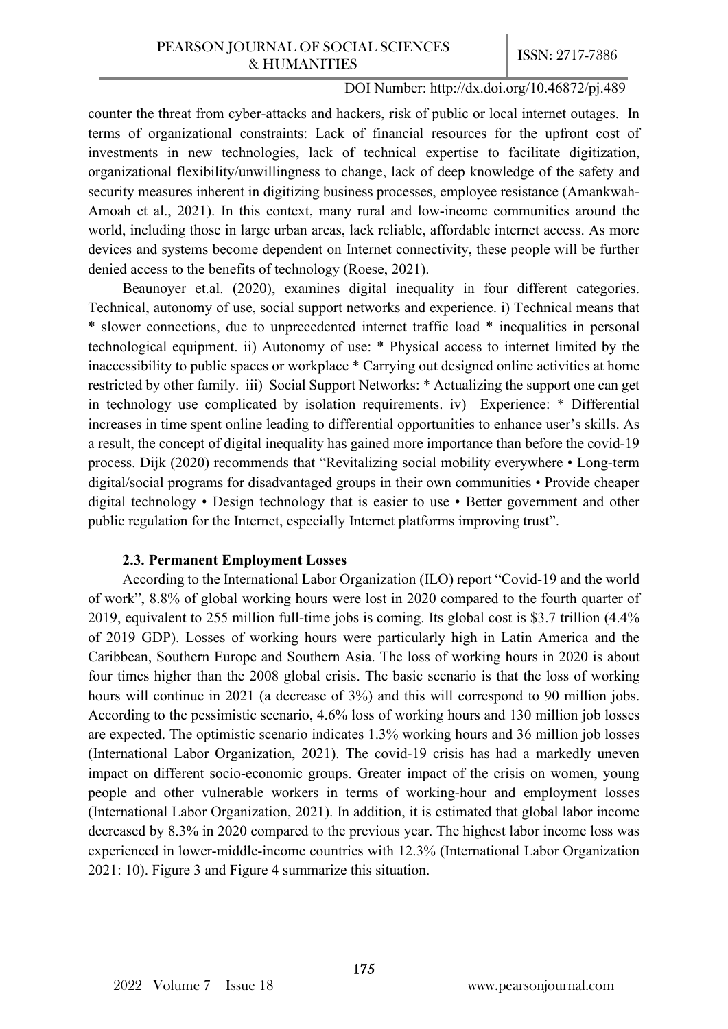counter the threat from cyber-attacks and hackers, risk of public or local internet outages. In terms of organizational constraints: Lack of financial resources for the upfront cost of investments in new technologies, lack of technical expertise to facilitate digitization, organizational flexibility/unwillingness to change, lack of deep knowledge of the safety and security measures inherent in digitizing business processes, employee resistance (Amankwah-Amoah et al., 2021). In this context, many rural and low-income communities around the world, including those in large urban areas, lack reliable, affordable internet access. As more devices and systems become dependent on Internet connectivity, these people will be further denied access to the benefits of technology (Roese, 2021).

Beaunoyer et.al. (2020), examines digital inequality in four different categories. Technical, autonomy of use, social support networks and experience. i) Technical means that * slower connections, due to unprecedented internet traffic load * inequalities in personal technological equipment. ii) Autonomy of use: * Physical access to internet limited by the inaccessibility to public spaces or workplace * Carrying out designed online activities at home restricted by other family. iii) Social Support Networks: * Actualizing the support one can get in technology use complicated by isolation requirements. iv) Experience: * Differential increases in time spent online leading to differential opportunities to enhance user's skills. As a result, the concept of digital inequality has gained more importance than before the covid-19 process. Dijk (2020) recommends that "Revitalizing social mobility everywhere • Long-term digital/social programs for disadvantaged groups in their own communities • Provide cheaper digital technology • Design technology that is easier to use • Better government and other public regulation for the Internet, especially Internet platforms improving trust".

### 2.3. Permanent Employment Losses

According to the International Labor Organization (ILO) report "Covid-19 and the world of work", 8.8% of global working hours were lost in 2020 compared to the fourth quarter of 2019, equivalent to 255 million full-time jobs is coming. Its global cost is $3.7 trillion (4.4% of 2019 GDP). Losses of working hours were particularly high in Latin America and the Caribbean, Southern Europe and Southern Asia. The loss of working hours in 2020 is about four times higher than the 2008 global crisis. The basic scenario is that the loss of working hours will continue in 2021 (a decrease of 3%) and this will correspond to 90 million jobs. According to the pessimistic scenario, 4.6% loss of working hours and 130 million job losses are expected. The optimistic scenario indicates 1.3% working hours and 36 million job losses (International Labor Organization, 2021). The covid-19 crisis has had a markedly uneven impact on different socio-economic groups. Greater impact of the crisis on women, young people and other vulnerable workers in terms of working-hour and employment losses (International Labor Organization, 2021). In addition, it is estimated that global labor income decreased by 8.3% in 2020 compared to the previous year. The highest labor income loss was experienced in lower-middle-income countries with 12.3% (International Labor Organization 2021: 10). Figure 3 and Figure 4 summarize this situation.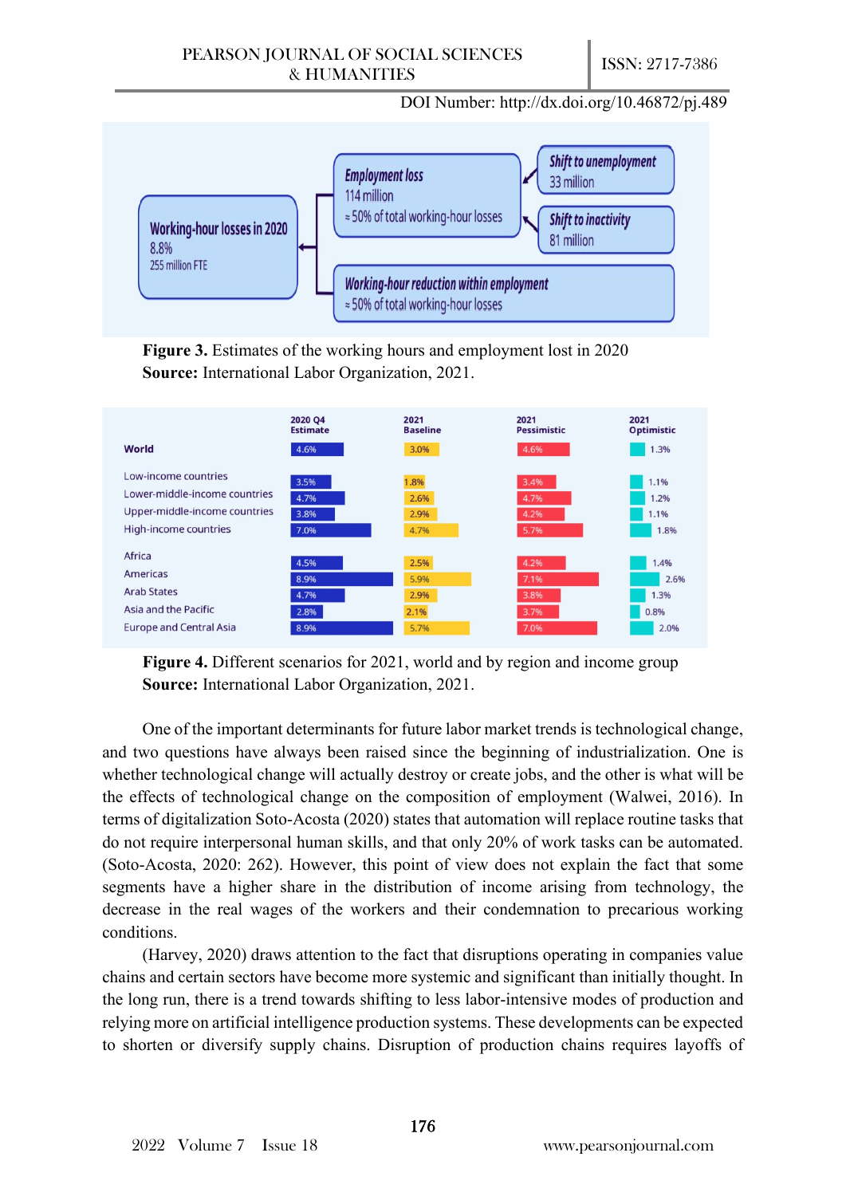Working-hour losses in 2020
8.8%
255 million FTE

Employment loss
114 million
≈ 50% of total working-hour losses

Shift to unemployment
33 million

Shift to inactivity
81 million

Working-hour reduction within employment
≈ 50% of total working-hour losses

**Figure 3.** Estimates of the working hours and employment lost in 2020
**Source:** International Labor Organization, 2021.

| | 2020 Q4 Estimate | 2021 Baseline | 2021 Pessimistic | 2021 Optimistic |
|---|---|---|---|---|
| World | 4.6% | 3.0% | 4.6% | 1.3% |
| Low-income countries | 3.5% | 1.8% | 3.4% | 1.1% |
| Lower-middle-income countries | 4.7% | 2.6% | 4.7% | 1.2% |
| Upper-middle-income countries | 3.8% | 2.9% | 4.2% | 1.1% |
| High-income countries | 7.0% | 4.7% | 5.7% | 1.8% |
| Africa | 4.5% | 2.5% | 4.2% | 1.4% |
| Americas | 8.9% | 5.9% | 7.1% | 2.6% |
| Arab States | 4.7% | 2.9% | 3.8% | 1.3% |
| Asia and the Pacific | 2.8% | 2.1% | 3.7% | 0.8% |
| Europe and Central Asia | 8.9% | 5.7% | 7.0% | 2.0% |

**Figure 4.** Different scenarios for 2021, world and by region and income group
**Source:** International Labor Organization, 2021.

One of the important determinants for future labor market trends is technological change, and two questions have always been raised since the beginning of industrialization. One is whether technological change will actually destroy or create jobs, and the other is what will be the effects of technological change on the composition of employment (Walwei, 2016). In terms of digitalization Soto-Acosta (2020) states that automation will replace routine tasks that do not require interpersonal human skills, and that only 20% of work tasks can be automated. (Soto-Acosta, 2020: 262). However, this point of view does not explain the fact that some segments have a higher share in the distribution of income arising from technology, the decrease in the real wages of the workers and their condemnation to precarious working conditions.

(Harvey, 2020) draws attention to the fact that disruptions operating in companies value chains and certain sectors have become more systemic and significant than initially thought. In the long run, there is a trend towards shifting to less labor-intensive modes of production and relying more on artificial intelligence production systems. These developments can be expected to shorten or diversify supply chains. Disruption of production chains requires layoffs of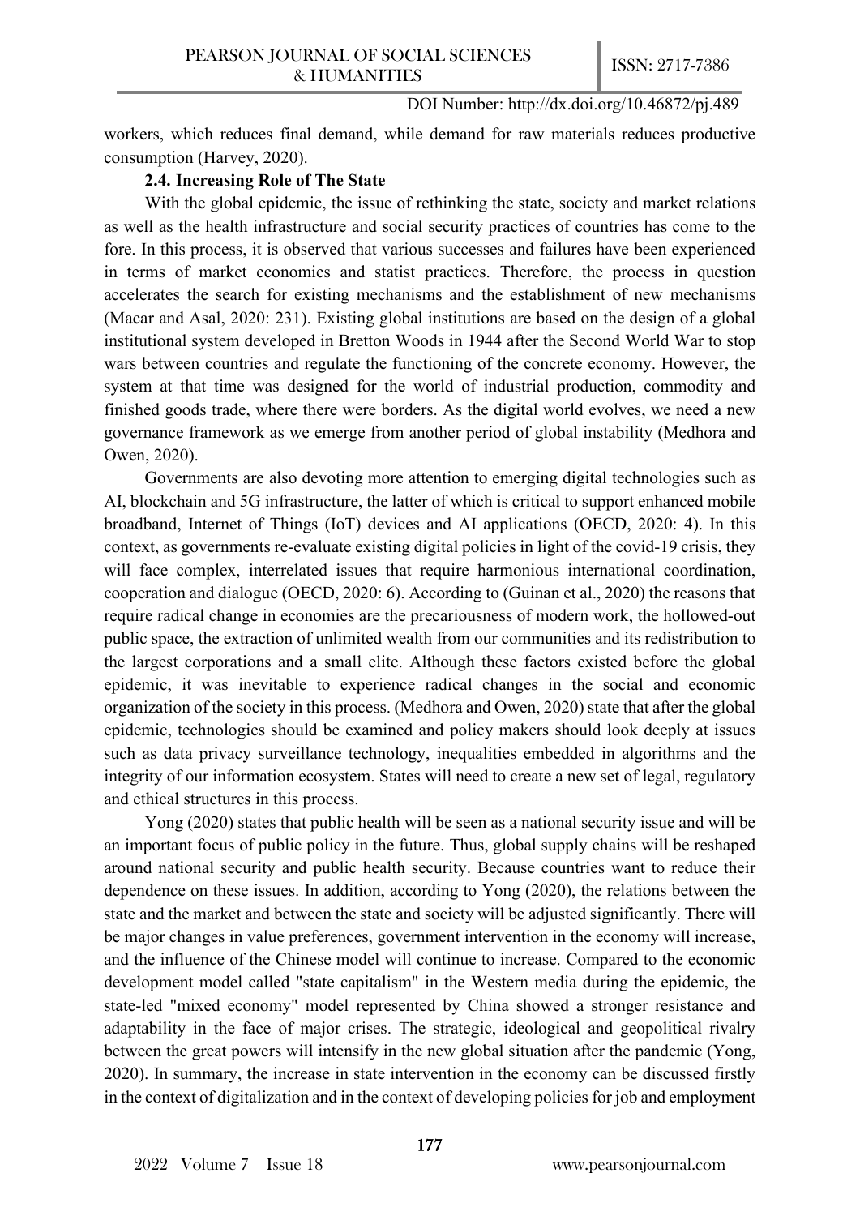workers, which reduces final demand, while demand for raw materials reduces productive consumption (Harvey, 2020).

### 2.4. Increasing Role of The State

With the global epidemic, the issue of rethinking the state, society and market relations as well as the health infrastructure and social security practices of countries has come to the fore. In this process, it is observed that various successes and failures have been experienced in terms of market economies and statist practices. Therefore, the process in question accelerates the search for existing mechanisms and the establishment of new mechanisms (Macar and Asal, 2020: 231). Existing global institutions are based on the design of a global institutional system developed in Bretton Woods in 1944 after the Second World War to stop wars between countries and regulate the functioning of the concrete economy. However, the system at that time was designed for the world of industrial production, commodity and finished goods trade, where there were borders. As the digital world evolves, we need a new governance framework as we emerge from another period of global instability (Medhora and Owen, 2020).

Governments are also devoting more attention to emerging digital technologies such as AI, blockchain and 5G infrastructure, the latter of which is critical to support enhanced mobile broadband, Internet of Things (IoT) devices and AI applications (OECD, 2020: 4). In this context, as governments re-evaluate existing digital policies in light of the covid-19 crisis, they will face complex, interrelated issues that require harmonious international coordination, cooperation and dialogue (OECD, 2020: 6). According to (Guinan et al., 2020) the reasons that require radical change in economies are the precariousness of modern work, the hollowed-out public space, the extraction of unlimited wealth from our communities and its redistribution to the largest corporations and a small elite. Although these factors existed before the global epidemic, it was inevitable to experience radical changes in the social and economic organization of the society in this process. (Medhora and Owen, 2020) state that after the global epidemic, technologies should be examined and policy makers should look deeply at issues such as data privacy surveillance technology, inequalities embedded in algorithms and the integrity of our information ecosystem. States will need to create a new set of legal, regulatory and ethical structures in this process.

Yong (2020) states that public health will be seen as a national security issue and will be an important focus of public policy in the future. Thus, global supply chains will be reshaped around national security and public health security. Because countries want to reduce their dependence on these issues. In addition, according to Yong (2020), the relations between the state and the market and between the state and society will be adjusted significantly. There will be major changes in value preferences, government intervention in the economy will increase, and the influence of the Chinese model will continue to increase. Compared to the economic development model called "state capitalism" in the Western media during the epidemic, the state-led "mixed economy" model represented by China showed a stronger resistance and adaptability in the face of major crises. The strategic, ideological and geopolitical rivalry between the great powers will intensify in the new global situation after the pandemic (Yong, 2020). In summary, the increase in state intervention in the economy can be discussed firstly in the context of digitalization and in the context of developing policies for job and employment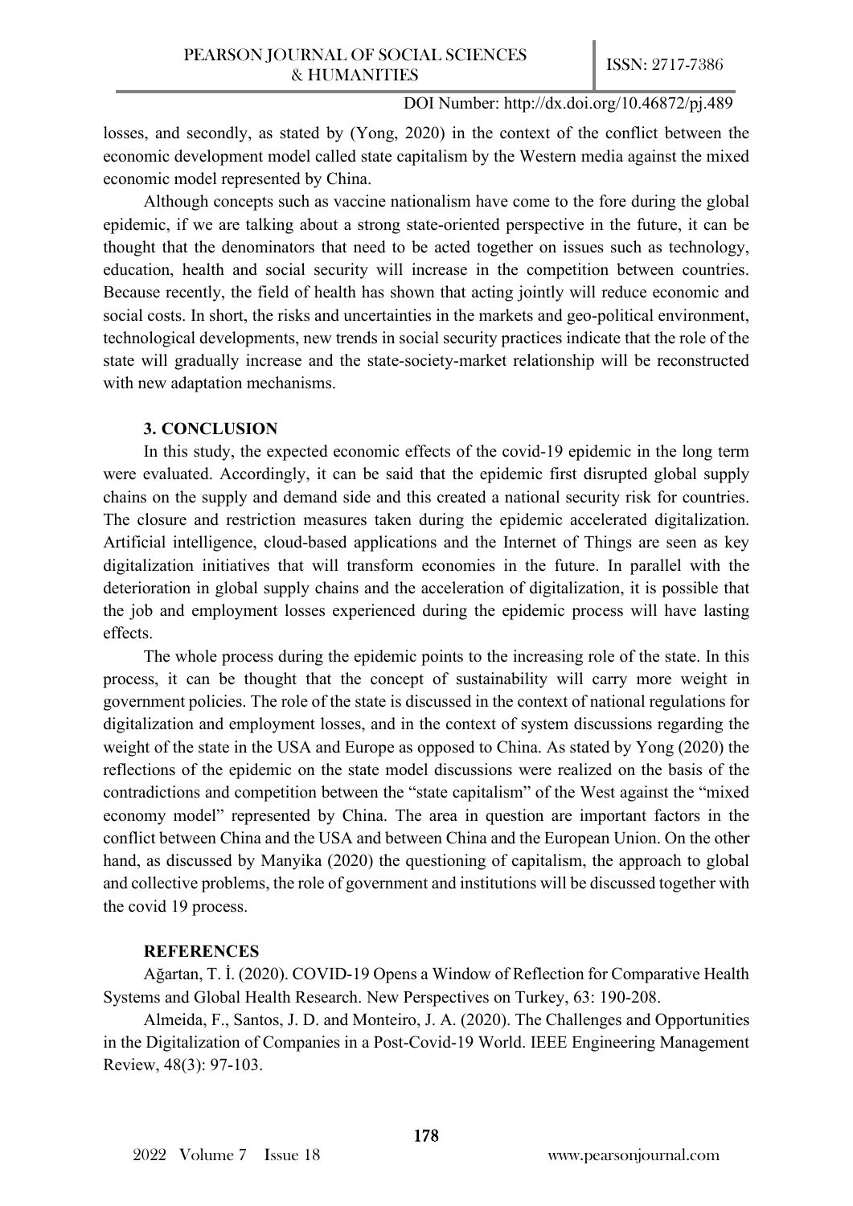losses, and secondly, as stated by (Yong, 2020) in the context of the conflict between the economic development model called state capitalism by the Western media against the mixed economic model represented by China.

Although concepts such as vaccine nationalism have come to the fore during the global epidemic, if we are talking about a strong state-oriented perspective in the future, it can be thought that the denominators that need to be acted together on issues such as technology, education, health and social security will increase in the competition between countries. Because recently, the field of health has shown that acting jointly will reduce economic and social costs. In short, the risks and uncertainties in the markets and geo-political environment, technological developments, new trends in social security practices indicate that the role of the state will gradually increase and the state-society-market relationship will be reconstructed with new adaptation mechanisms.

## 3. CONCLUSION

In this study, the expected economic effects of the covid-19 epidemic in the long term were evaluated. Accordingly, it can be said that the epidemic first disrupted global supply chains on the supply and demand side and this created a national security risk for countries. The closure and restriction measures taken during the epidemic accelerated digitalization. Artificial intelligence, cloud-based applications and the Internet of Things are seen as key digitalization initiatives that will transform economies in the future. In parallel with the deterioration in global supply chains and the acceleration of digitalization, it is possible that the job and employment losses experienced during the epidemic process will have lasting effects.

The whole process during the epidemic points to the increasing role of the state. In this process, it can be thought that the concept of sustainability will carry more weight in government policies. The role of the state is discussed in the context of national regulations for digitalization and employment losses, and in the context of system discussions regarding the weight of the state in the USA and Europe as opposed to China. As stated by Yong (2020) the reflections of the epidemic on the state model discussions were realized on the basis of the contradictions and competition between the "state capitalism" of the West against the "mixed economy model" represented by China. The area in question are important factors in the conflict between China and the USA and between China and the European Union. On the other hand, as discussed by Manyika (2020) the questioning of capitalism, the approach to global and collective problems, the role of government and institutions will be discussed together with the covid 19 process.

## REFERENCES

Ağartan, T. İ. (2020). COVID-19 Opens a Window of Reflection for Comparative Health Systems and Global Health Research. New Perspectives on Turkey, 63: 190-208.

Almeida, F., Santos, J. D. and Monteiro, J. A. (2020). The Challenges and Opportunities in the Digitalization of Companies in a Post-Covid-19 World. IEEE Engineering Management Review, 48(3): 97-103.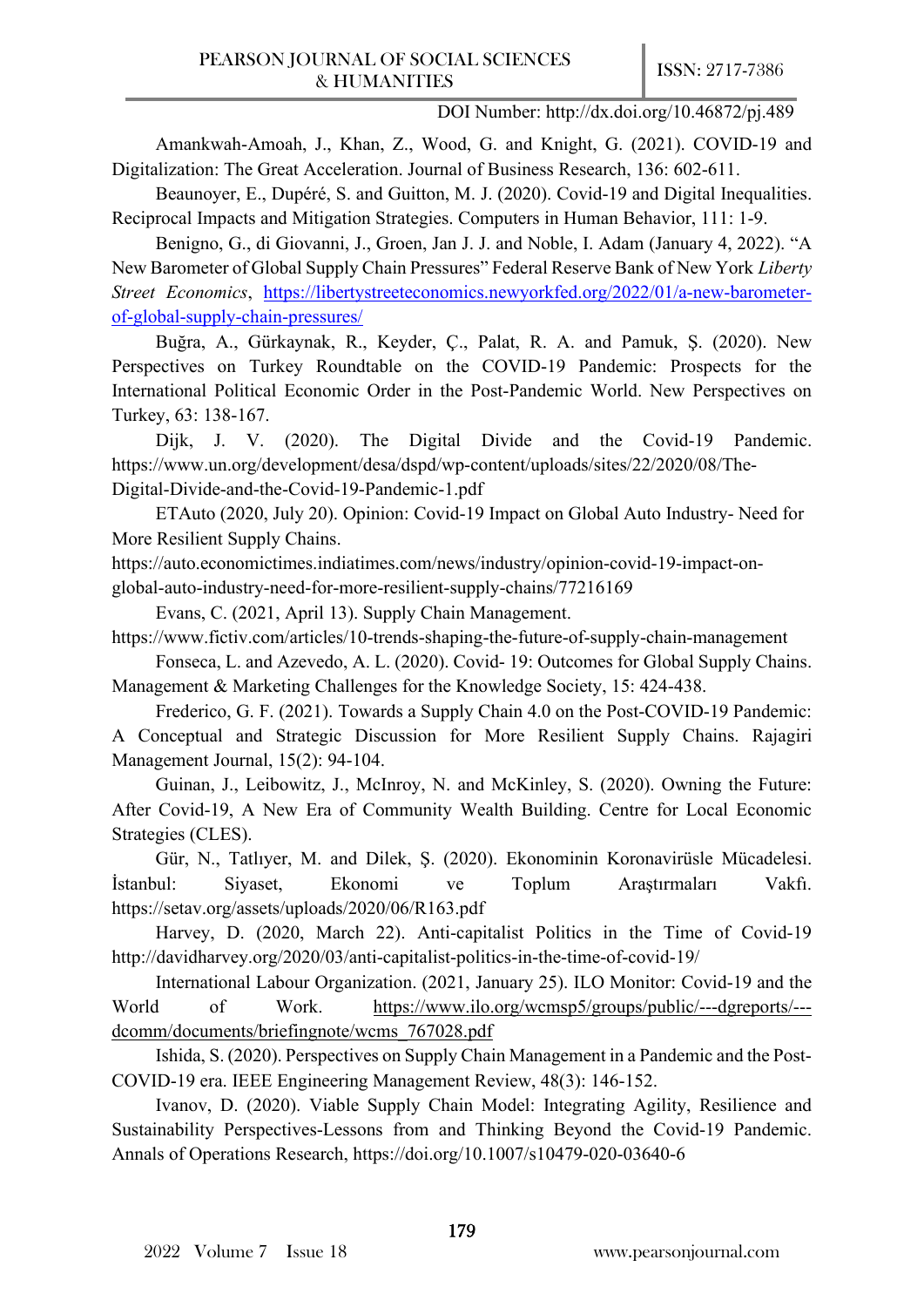Amankwah-Amoah, J., Khan, Z., Wood, G. and Knight, G. (2021). COVID-19 and Digitalization: The Great Acceleration. Journal of Business Research, 136: 602-611.

Beaunoyer, E., Dupéré, S. and Guitton, M. J. (2020). Covid-19 and Digital Inequalities. Reciprocal Impacts and Mitigation Strategies. Computers in Human Behavior, 111: 1-9.

Benigno, G., di Giovanni, J., Groen, Jan J. J. and Noble, I. Adam (January 4, 2022). "A New Barometer of Global Supply Chain Pressures" Federal Reserve Bank of New York *Liberty Street Economics*, https://libertystreeteconomics.newyorkfed.org/2022/01/a-new-barometer-of-global-supply-chain-pressures/

Buğra, A., Gürkaynak, R., Keyder, Ç., Palat, R. A. and Pamuk, Ş. (2020). New Perspectives on Turkey Roundtable on the COVID-19 Pandemic: Prospects for the International Political Economic Order in the Post-Pandemic World. New Perspectives on Turkey, 63: 138-167.

Dijk, J. V. (2020). The Digital Divide and the Covid-19 Pandemic. https://www.un.org/development/desa/dspd/wp-content/uploads/sites/22/2020/08/The-Digital-Divide-and-the-Covid-19-Pandemic-1.pdf

ETAuto (2020, July 20). Opinion: Covid-19 Impact on Global Auto Industry- Need for More Resilient Supply Chains. https://auto.economictimes.indiatimes.com/news/industry/opinion-covid-19-impact-on-global-auto-industry-need-for-more-resilient-supply-chains/77216169

Evans, C. (2021, April 13). Supply Chain Management. https://www.fictiv.com/articles/10-trends-shaping-the-future-of-supply-chain-management

Fonseca, L. and Azevedo, A. L. (2020). Covid- 19: Outcomes for Global Supply Chains. Management & Marketing Challenges for the Knowledge Society, 15: 424-438.

Frederico, G. F. (2021). Towards a Supply Chain 4.0 on the Post-COVID-19 Pandemic: A Conceptual and Strategic Discussion for More Resilient Supply Chains. Rajagiri Management Journal, 15(2): 94-104.

Guinan, J., Leibowitz, J., McInroy, N. and McKinley, S. (2020). Owning the Future: After Covid-19, A New Era of Community Wealth Building. Centre for Local Economic Strategies (CLES).

Gür, N., Tatlıyer, M. and Dilek, Ş. (2020). Ekonominin Koronavirüsle Mücadelesi. İstanbul: Siyaset, Ekonomi ve Toplum Araştırmaları Vakfı. https://setav.org/assets/uploads/2020/06/R163.pdf

Harvey, D. (2020, March 22). Anti-capitalist Politics in the Time of Covid-19 http://davidharvey.org/2020/03/anti-capitalist-politics-in-the-time-of-covid-19/

International Labour Organization. (2021, January 25). ILO Monitor: Covid-19 and the World of Work. https://www.ilo.org/wcmsp5/groups/public/---dgreports/---dcomm/documents/briefingnote/wcms_767028.pdf

Ishida, S. (2020). Perspectives on Supply Chain Management in a Pandemic and the Post-COVID-19 era. IEEE Engineering Management Review, 48(3): 146-152.

Ivanov, D. (2020). Viable Supply Chain Model: Integrating Agility, Resilience and Sustainability Perspectives-Lessons from and Thinking Beyond the Covid-19 Pandemic. Annals of Operations Research, https://doi.org/10.1007/s10479-020-03640-6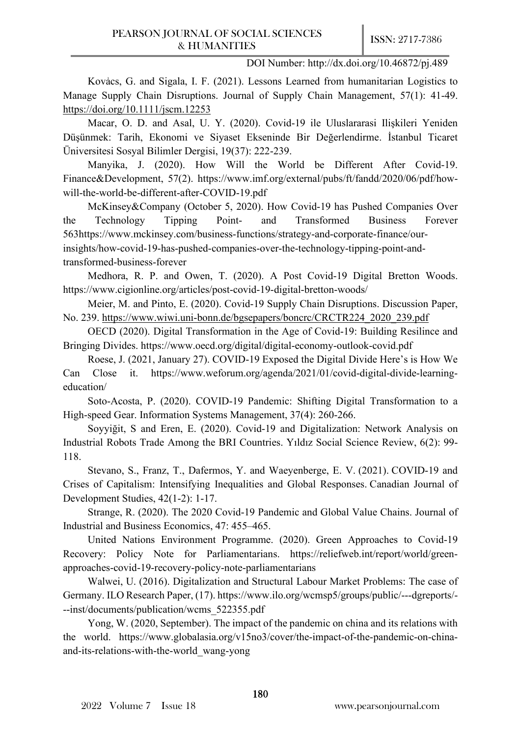Kovȧcs, G. and Sigala, I. F. (2021). Lessons Learned from humanitarian Logistics to Manage Supply Chain Disruptions. Journal of Supply Chain Management, 57(1): 41-49. https://doi.org/10.1111/jscm.12253

Macar, O. D. and Asal, U. Y. (2020). Covid-19 ile Uluslararasi Ilişkileri Yeniden Düşünmek: Tarih, Ekonomi ve Siyaset Ekseninde Bir Değerlendirme. İstanbul Ticaret Üniversitesi Sosyal Bilimler Dergisi, 19(37): 222-239.

Manyika, J. (2020). How Will the World be Different After Covid-19. Finance&Development, 57(2). https://www.imf.org/external/pubs/ft/fandd/2020/06/pdf/how-will-the-world-be-different-after-COVID-19.pdf

McKinsey&Company (October 5, 2020). How Covid-19 has Pushed Companies Over the Technology Tipping Point- and Transformed Business Forever 563https://www.mckinsey.com/business-functions/strategy-and-corporate-finance/our-insights/how-covid-19-has-pushed-companies-over-the-technology-tipping-point-and-transformed-business-forever

Medhora, R. P. and Owen, T. (2020). A Post Covid-19 Digital Bretton Woods. https://www.cigionline.org/articles/post-covid-19-digital-bretton-woods/

Meier, M. and Pinto, E. (2020). Covid-19 Supply Chain Disruptions. Discussion Paper, No. 239. https://www.wiwi.uni-bonn.de/bgsepapers/boncrc/CRCTR224_2020_239.pdf

OECD (2020). Digital Transformation in the Age of Covid-19: Building Resilince and Bringing Divides. https://www.oecd.org/digital/digital-economy-outlook-covid.pdf

Roese, J. (2021, January 27). COVID-19 Exposed the Digital Divide Here's is How We Can Close it. https://www.weforum.org/agenda/2021/01/covid-digital-divide-learning-education/

Soto-Acosta, P. (2020). COVID-19 Pandemic: Shifting Digital Transformation to a High-speed Gear. Information Systems Management, 37(4): 260-266.

Soyyiğit, S and Eren, E. (2020). Covid-19 and Digitalization: Network Analysis on Industrial Robots Trade Among the BRI Countries. Yıldız Social Science Review, 6(2): 99-118.

Stevano, S., Franz, T., Dafermos, Y. and Waeyenberge, E. V. (2021). COVID-19 and Crises of Capitalism: Intensifying Inequalities and Global Responses. Canadian Journal of Development Studies, 42(1-2): 1-17.

Strange, R. (2020). The 2020 Covid-19 Pandemic and Global Value Chains. Journal of Industrial and Business Economics, 47: 455–465.

United Nations Environment Programme. (2020). Green Approaches to Covid-19 Recovery: Policy Note for Parliamentarians. https://reliefweb.int/report/world/green-approaches-covid-19-recovery-policy-note-parliamentarians

Walwei, U. (2016). Digitalization and Structural Labour Market Problems: The case of Germany. ILO Research Paper, (17). https://www.ilo.org/wcmsp5/groups/public/---dgreports/---inst/documents/publication/wcms_522355.pdf

Yong, W. (2020, September). The impact of the pandemic on china and its relations with the world. https://www.globalasia.org/v15no3/cover/the-impact-of-the-pandemic-on-china-and-its-relations-with-the-world_wang-yong